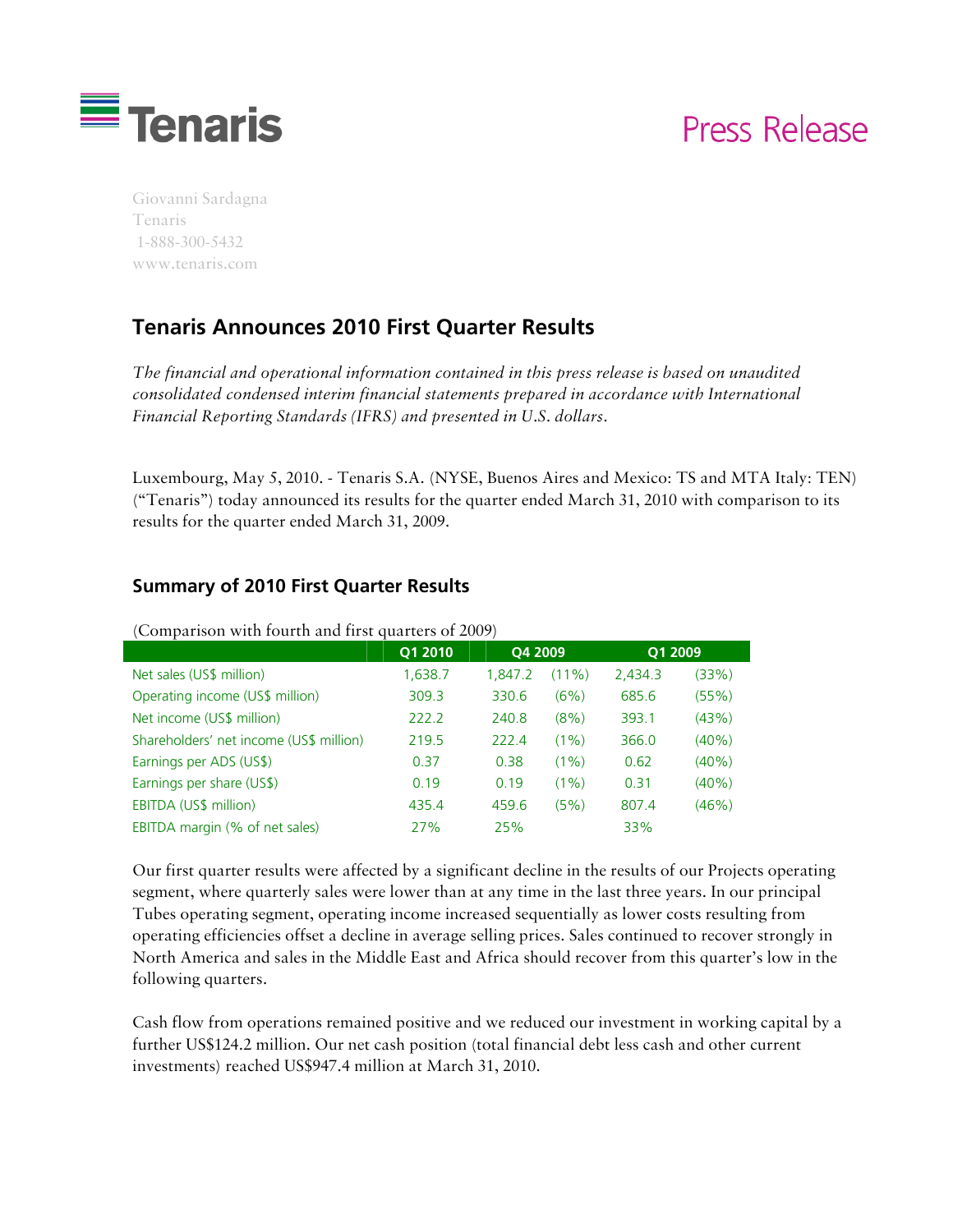Tenaris

Press Release

Giovanni Sardagna
Tenaris
1-888-300-5432
www.tenaris.com

## Tenaris Announces 2010 First Quarter Results

*The financial and operational information contained in this press release is based on unaudited consolidated condensed interim financial statements prepared in accordance with International Financial Reporting Standards (IFRS) and presented in U.S. dollars.*

Luxembourg, May 5, 2010. - Tenaris S.A. (NYSE, Buenos Aires and Mexico: TS and MTA Italy: TEN) ("Tenaris") today announced its results for the quarter ended March 31, 2010 with comparison to its results for the quarter ended March 31, 2009.

### Summary of 2010 First Quarter Results

(Comparison with fourth and first quarters of 2009)

| | Q1 2010 | Q4 2009 | | Q1 2009 | |
|---|---|---|---|---|---|
| Net sales (US$ million) | 1,638.7 | 1,847.2 | (11%) | 2,434.3 | (33%) |
| Operating income (US$ million) | 309.3 | 330.6 | (6%) | 685.6 | (55%) |
| Net income (US$ million) | 222.2 | 240.8 | (8%) | 393.1 | (43%) |
| Shareholders' net income (US$ million) | 219.5 | 222.4 | (1%) | 366.0 | (40%) |
| Earnings per ADS (US$) | 0.37 | 0.38 | (1%) | 0.62 | (40%) |
| Earnings per share (US$) | 0.19 | 0.19 | (1%) | 0.31 | (40%) |
| EBITDA (US$ million) | 435.4 | 459.6 | (5%) | 807.4 | (46%) |
| EBITDA margin (% of net sales) | 27% | 25% | | 33% | |

Our first quarter results were affected by a significant decline in the results of our Projects operating segment, where quarterly sales were lower than at any time in the last three years. In our principal Tubes operating segment, operating income increased sequentially as lower costs resulting from operating efficiencies offset a decline in average selling prices. Sales continued to recover strongly in North America and sales in the Middle East and Africa should recover from this quarter's low in the following quarters.

Cash flow from operations remained positive and we reduced our investment in working capital by a further US$124.2 million. Our net cash position (total financial debt less cash and other current investments) reached US$947.4 million at March 31, 2010.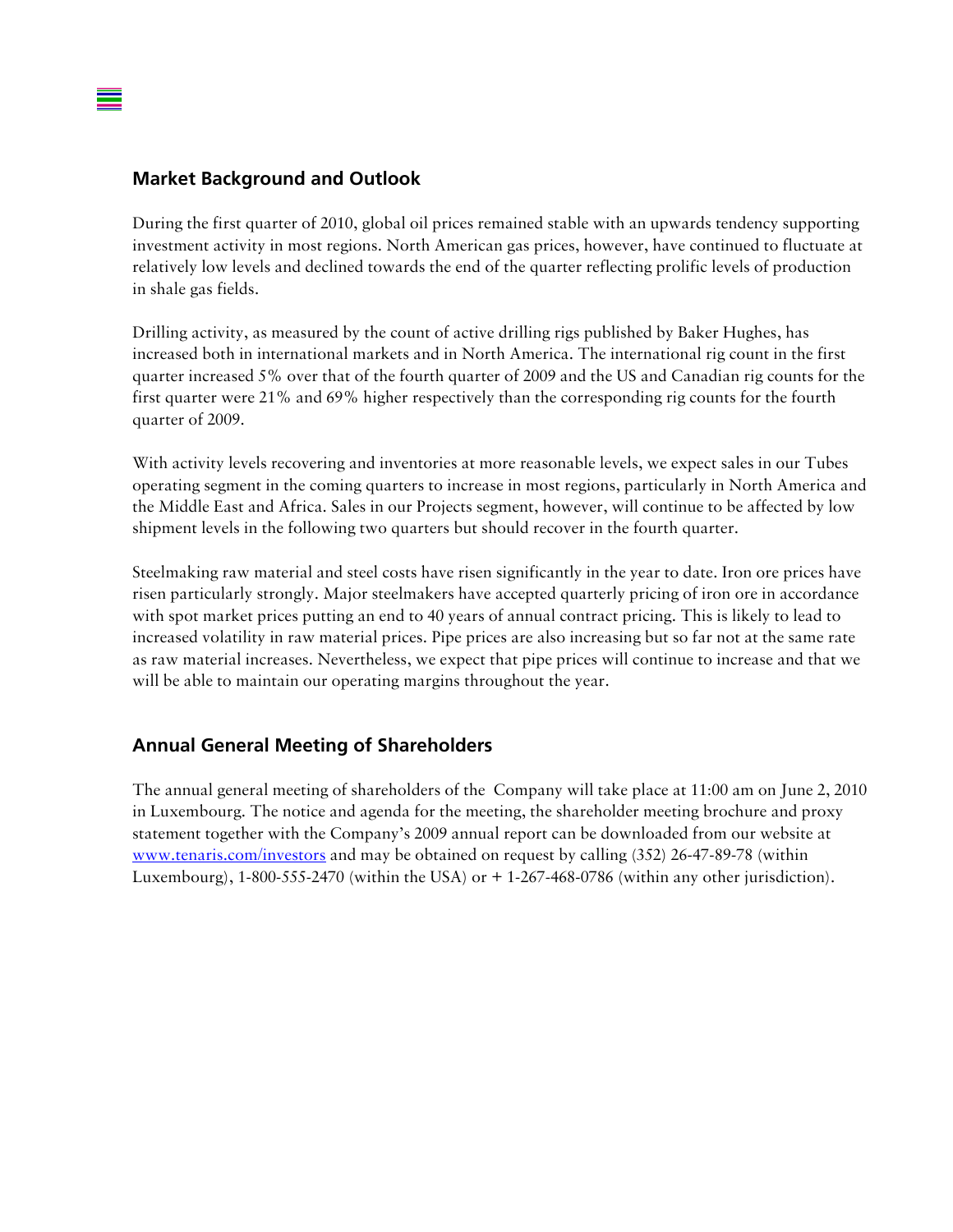## Market Background and Outlook

During the first quarter of 2010, global oil prices remained stable with an upwards tendency supporting investment activity in most regions. North American gas prices, however, have continued to fluctuate at relatively low levels and declined towards the end of the quarter reflecting prolific levels of production in shale gas fields.

Drilling activity, as measured by the count of active drilling rigs published by Baker Hughes, has increased both in international markets and in North America. The international rig count in the first quarter increased 5% over that of the fourth quarter of 2009 and the US and Canadian rig counts for the first quarter were 21% and 69% higher respectively than the corresponding rig counts for the fourth quarter of 2009.

With activity levels recovering and inventories at more reasonable levels, we expect sales in our Tubes operating segment in the coming quarters to increase in most regions, particularly in North America and the Middle East and Africa. Sales in our Projects segment, however, will continue to be affected by low shipment levels in the following two quarters but should recover in the fourth quarter.

Steelmaking raw material and steel costs have risen significantly in the year to date. Iron ore prices have risen particularly strongly. Major steelmakers have accepted quarterly pricing of iron ore in accordance with spot market prices putting an end to 40 years of annual contract pricing. This is likely to lead to increased volatility in raw material prices. Pipe prices are also increasing but so far not at the same rate as raw material increases. Nevertheless, we expect that pipe prices will continue to increase and that we will be able to maintain our operating margins throughout the year.

## Annual General Meeting of Shareholders

The annual general meeting of shareholders of the Company will take place at 11:00 am on June 2, 2010 in Luxembourg. The notice and agenda for the meeting, the shareholder meeting brochure and proxy statement together with the Company's 2009 annual report can be downloaded from our website at www.tenaris.com/investors and may be obtained on request by calling (352) 26-47-89-78 (within Luxembourg), 1-800-555-2470 (within the USA) or + 1-267-468-0786 (within any other jurisdiction).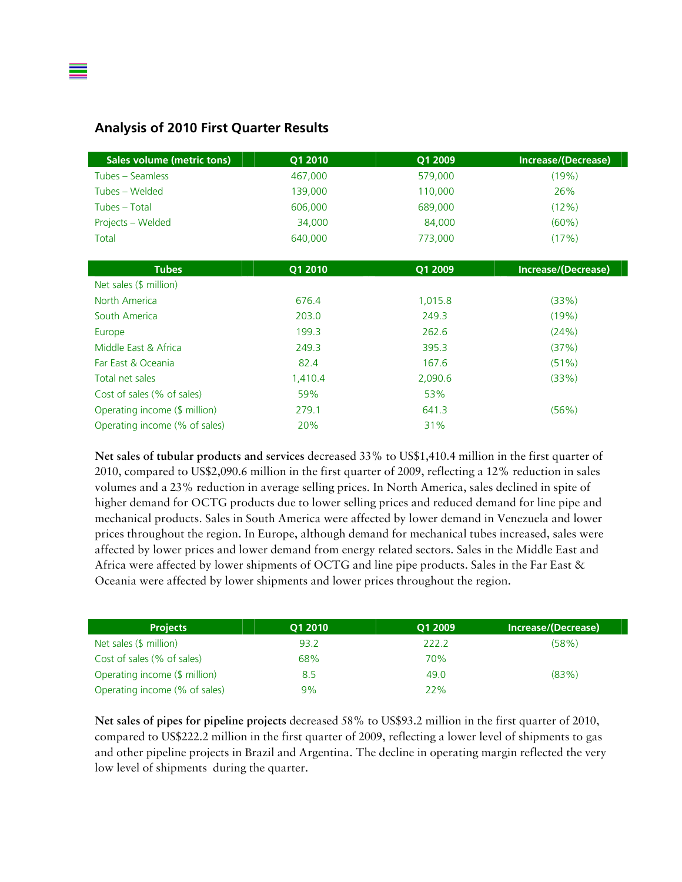## Analysis of 2010 First Quarter Results

| Sales volume (metric tons) | Q1 2010 | Q1 2009 | Increase/(Decrease) |
|---|---|---|---|
| Tubes – Seamless | 467,000 | 579,000 | (19%) |
| Tubes – Welded | 139,000 | 110,000 | 26% |
| Tubes – Total | 606,000 | 689,000 | (12%) |
| Projects – Welded | 34,000 | 84,000 | (60%) |
| Total | 640,000 | 773,000 | (17%) |

| Tubes | Q1 2010 | Q1 2009 | Increase/(Decrease) |
|---|---|---|---|
| Net sales ($ million) | | | |
| North America | 676.4 | 1,015.8 | (33%) |
| South America | 203.0 | 249.3 | (19%) |
| Europe | 199.3 | 262.6 | (24%) |
| Middle East & Africa | 249.3 | 395.3 | (37%) |
| Far East & Oceania | 82.4 | 167.6 | (51%) |
| Total net sales | 1,410.4 | 2,090.6 | (33%) |
| Cost of sales (% of sales) | 59% | 53% | |
| Operating income ($ million) | 279.1 | 641.3 | (56%) |
| Operating income (% of sales) | 20% | 31% | |

**Net sales of tubular products and services** decreased 33% to US$1,410.4 million in the first quarter of 2010, compared to US$2,090.6 million in the first quarter of 2009, reflecting a 12% reduction in sales volumes and a 23% reduction in average selling prices. In North America, sales declined in spite of higher demand for OCTG products due to lower selling prices and reduced demand for line pipe and mechanical products. Sales in South America were affected by lower demand in Venezuela and lower prices throughout the region. In Europe, although demand for mechanical tubes increased, sales were affected by lower prices and lower demand from energy related sectors. Sales in the Middle East and Africa were affected by lower shipments of OCTG and line pipe products. Sales in the Far East & Oceania were affected by lower shipments and lower prices throughout the region.

| Projects | Q1 2010 | Q1 2009 | Increase/(Decrease) |
|---|---|---|---|
| Net sales ($ million) | 93.2 | 222.2 | (58%) |
| Cost of sales (% of sales) | 68% | 70% | |
| Operating income ($ million) | 8.5 | 49.0 | (83%) |
| Operating income (% of sales) | 9% | 22% | |

**Net sales of pipes for pipeline projects** decreased 58% to US$93.2 million in the first quarter of 2010, compared to US$222.2 million in the first quarter of 2009, reflecting a lower level of shipments to gas and other pipeline projects in Brazil and Argentina. The decline in operating margin reflected the very low level of shipments during the quarter.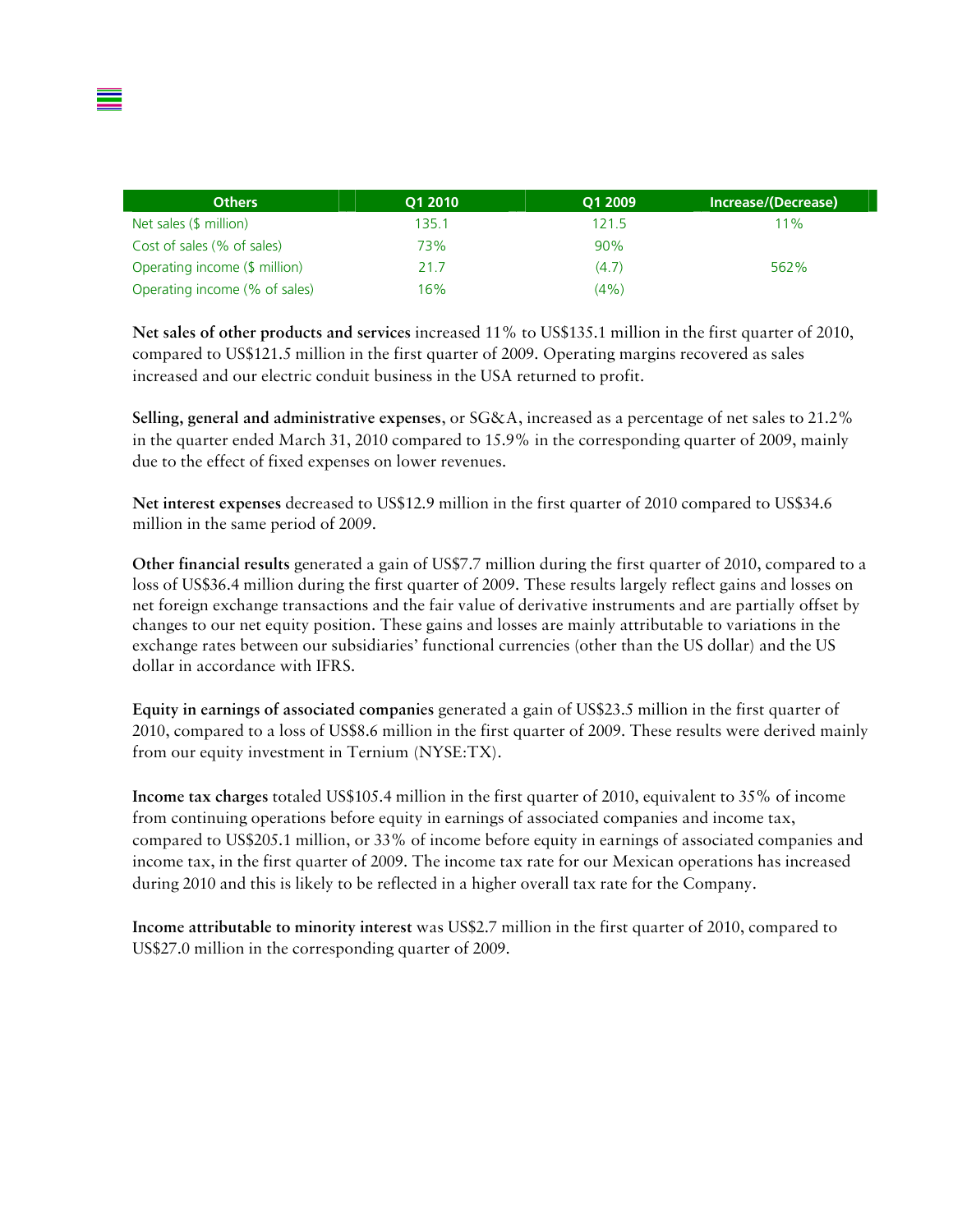| Others | Q1 2010 | Q1 2009 | Increase/(Decrease) |
| --- | --- | --- | --- |
| Net sales ($ million) | 135.1 | 121.5 | 11% |
| Cost of sales (% of sales) | 73% | 90% | |
| Operating income ($ million) | 21.7 | (4.7) | 562% |
| Operating income (% of sales) | 16% | (4%) | |

**Net sales of other products and services** increased 11% to US$135.1 million in the first quarter of 2010, compared to US$121.5 million in the first quarter of 2009. Operating margins recovered as sales increased and our electric conduit business in the USA returned to profit.

**Selling, general and administrative expenses**, or SG&A, increased as a percentage of net sales to 21.2% in the quarter ended March 31, 2010 compared to 15.9% in the corresponding quarter of 2009, mainly due to the effect of fixed expenses on lower revenues.

**Net interest expenses** decreased to US$12.9 million in the first quarter of 2010 compared to US$34.6 million in the same period of 2009.

**Other financial results** generated a gain of US$7.7 million during the first quarter of 2010, compared to a loss of US$36.4 million during the first quarter of 2009. These results largely reflect gains and losses on net foreign exchange transactions and the fair value of derivative instruments and are partially offset by changes to our net equity position. These gains and losses are mainly attributable to variations in the exchange rates between our subsidiaries' functional currencies (other than the US dollar) and the US dollar in accordance with IFRS.

**Equity in earnings of associated companies** generated a gain of US$23.5 million in the first quarter of 2010, compared to a loss of US$8.6 million in the first quarter of 2009. These results were derived mainly from our equity investment in Ternium (NYSE:TX).

**Income tax charges** totaled US$105.4 million in the first quarter of 2010, equivalent to 35% of income from continuing operations before equity in earnings of associated companies and income tax, compared to US$205.1 million, or 33% of income before equity in earnings of associated companies and income tax, in the first quarter of 2009. The income tax rate for our Mexican operations has increased during 2010 and this is likely to be reflected in a higher overall tax rate for the Company.

**Income attributable to minority interest** was US$2.7 million in the first quarter of 2010, compared to US$27.0 million in the corresponding quarter of 2009.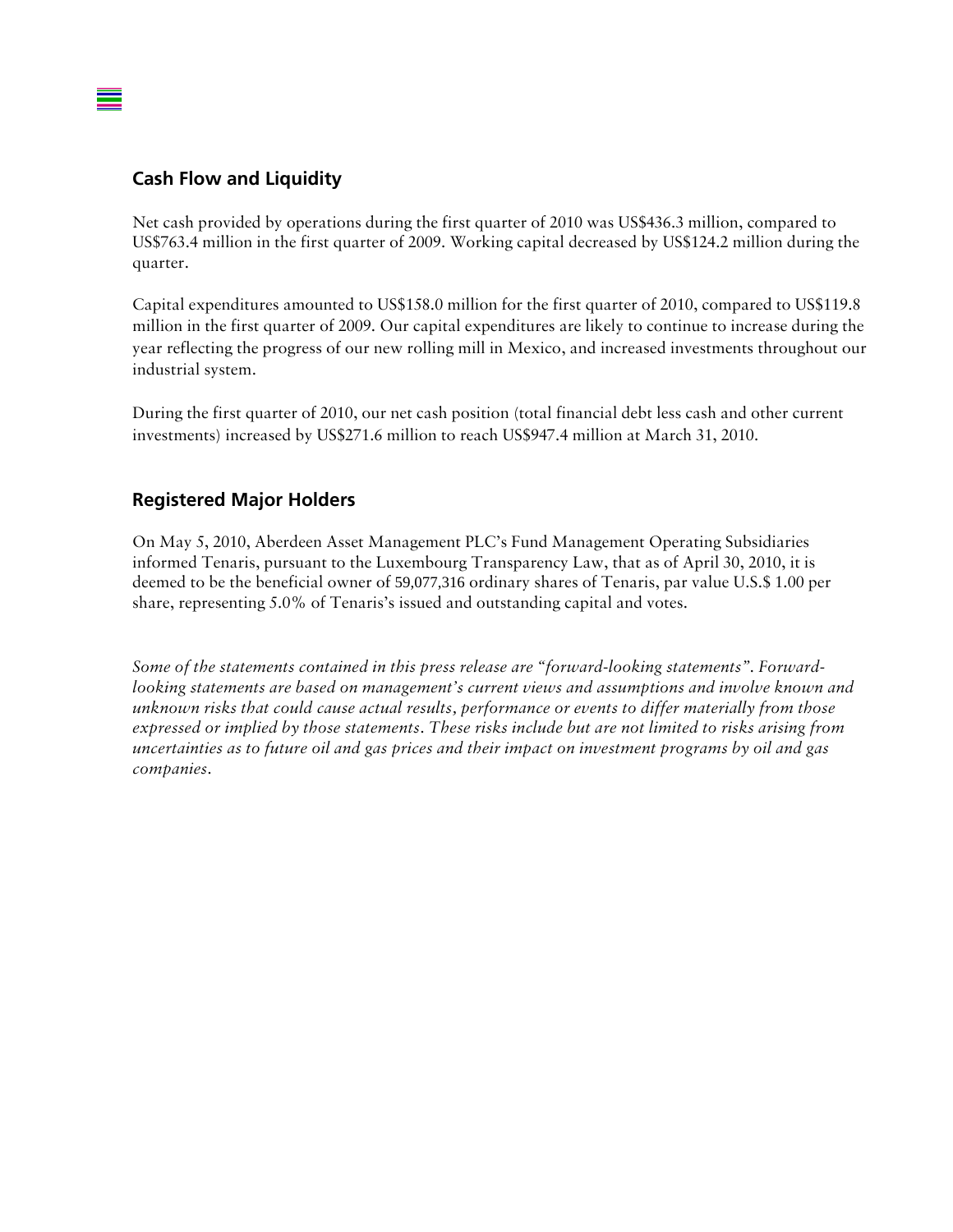## Cash Flow and Liquidity

Net cash provided by operations during the first quarter of 2010 was US$436.3 million, compared to US$763.4 million in the first quarter of 2009. Working capital decreased by US$124.2 million during the quarter.

Capital expenditures amounted to US$158.0 million for the first quarter of 2010, compared to US$119.8 million in the first quarter of 2009. Our capital expenditures are likely to continue to increase during the year reflecting the progress of our new rolling mill in Mexico, and increased investments throughout our industrial system.

During the first quarter of 2010, our net cash position (total financial debt less cash and other current investments) increased by US$271.6 million to reach US$947.4 million at March 31, 2010.

## Registered Major Holders

On May 5, 2010, Aberdeen Asset Management PLC's Fund Management Operating Subsidiaries informed Tenaris, pursuant to the Luxembourg Transparency Law, that as of April 30, 2010, it is deemed to be the beneficial owner of 59,077,316 ordinary shares of Tenaris, par value U.S.$ 1.00 per share, representing 5.0% of Tenaris's issued and outstanding capital and votes.

*Some of the statements contained in this press release are "forward-looking statements". Forward-looking statements are based on management's current views and assumptions and involve known and unknown risks that could cause actual results, performance or events to differ materially from those expressed or implied by those statements. These risks include but are not limited to risks arising from uncertainties as to future oil and gas prices and their impact on investment programs by oil and gas companies.*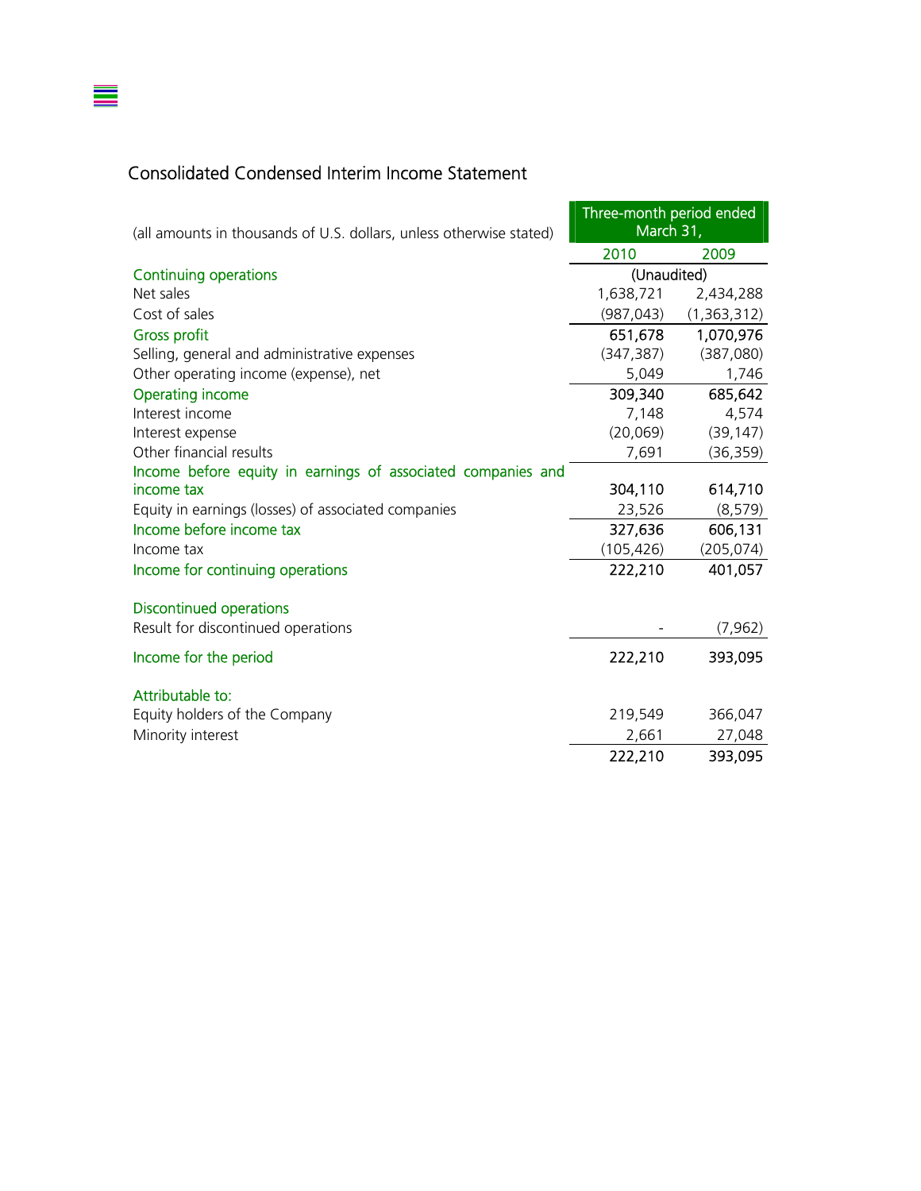## Consolidated Condensed Interim Income Statement

| (all amounts in thousands of U.S. dollars, unless otherwise stated) | Three-month period ended March 31, | |
|---|---|---|
| | 2010 | 2009 |
| **Continuing operations** | (Unaudited) | |
| Net sales | 1,638,721 | 2,434,288 |
| Cost of sales | (987,043) | (1,363,312) |
| **Gross profit** | 651,678 | 1,070,976 |
| Selling, general and administrative expenses | (347,387) | (387,080) |
| Other operating income (expense), net | 5,049 | 1,746 |
| **Operating income** | 309,340 | 685,642 |
| Interest income | 7,148 | 4,574 |
| Interest expense | (20,069) | (39,147) |
| Other financial results | 7,691 | (36,359) |
| **Income before equity in earnings of associated companies and income tax** | 304,110 | 614,710 |
| Equity in earnings (losses) of associated companies | 23,526 | (8,579) |
| **Income before income tax** | 327,636 | 606,131 |
| Income tax | (105,426) | (205,074) |
| **Income for continuing operations** | 222,210 | 401,057 |
| | | |
| **Discontinued operations** | | |
| Result for discontinued operations | - | (7,962) |
| | | |
| **Income for the period** | 222,210 | 393,095 |
| | | |
| **Attributable to:** | | |
| Equity holders of the Company | 219,549 | 366,047 |
| Minority interest | 2,661 | 27,048 |
| | 222,210 | 393,095 |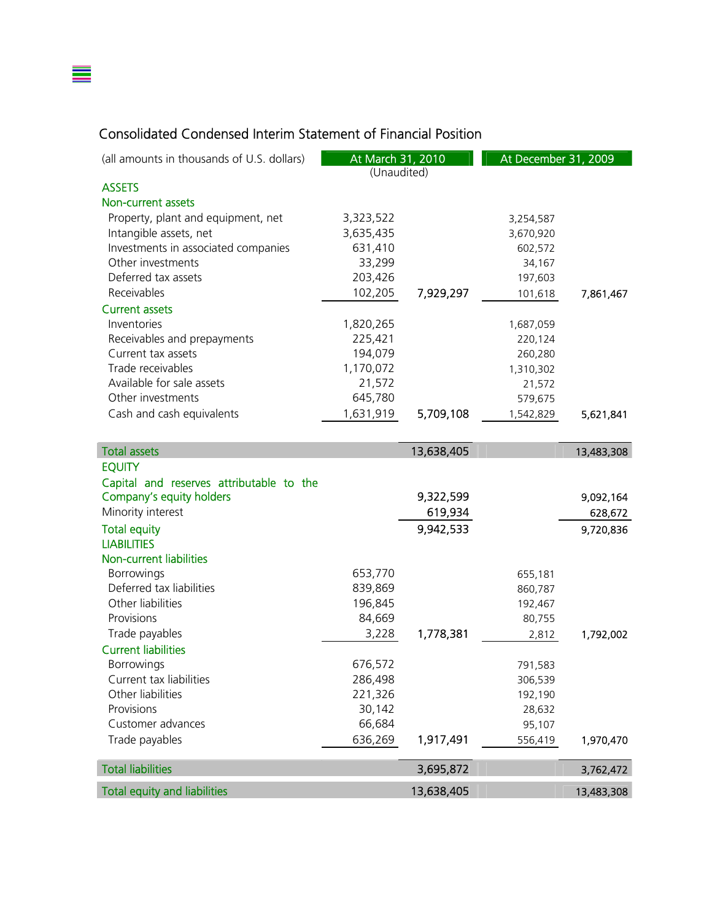## Consolidated Condensed Interim Statement of Financial Position

| (all amounts in thousands of U.S. dollars) | At March 31, 2010 (Unaudited) | | At December 31, 2009 | |
|---|---|---|---|---|
| **ASSETS** | | | | |
| **Non-current assets** | | | | |
| Property, plant and equipment, net | 3,323,522 | | 3,254,587 | |
| Intangible assets, net | 3,635,435 | | 3,670,920 | |
| Investments in associated companies | 631,410 | | 602,572 | |
| Other investments | 33,299 | | 34,167 | |
| Deferred tax assets | 203,426 | | 197,603 | |
| Receivables | 102,205 | 7,929,297 | 101,618 | 7,861,467 |
| **Current assets** | | | | |
| Inventories | 1,820,265 | | 1,687,059 | |
| Receivables and prepayments | 225,421 | | 220,124 | |
| Current tax assets | 194,079 | | 260,280 | |
| Trade receivables | 1,170,072 | | 1,310,302 | |
| Available for sale assets | 21,572 | | 21,572 | |
| Other investments | 645,780 | | 579,675 | |
| Cash and cash equivalents | 1,631,919 | 5,709,108 | 1,542,829 | 5,621,841 |
| **Total assets** | | 13,638,405 | | 13,483,308 |
| **EQUITY** | | | | |
| Capital and reserves attributable to the Company's equity holders | | 9,322,599 | | 9,092,164 |
| Minority interest | | 619,934 | | 628,672 |
| **Total equity** | | 9,942,533 | | 9,720,836 |
| **LIABILITIES** | | | | |
| **Non-current liabilities** | | | | |
| Borrowings | 653,770 | | 655,181 | |
| Deferred tax liabilities | 839,869 | | 860,787 | |
| Other liabilities | 196,845 | | 192,467 | |
| Provisions | 84,669 | | 80,755 | |
| Trade payables | 3,228 | 1,778,381 | 2,812 | 1,792,002 |
| **Current liabilities** | | | | |
| Borrowings | 676,572 | | 791,583 | |
| Current tax liabilities | 286,498 | | 306,539 | |
| Other liabilities | 221,326 | | 192,190 | |
| Provisions | 30,142 | | 28,632 | |
| Customer advances | 66,684 | | 95,107 | |
| Trade payables | 636,269 | 1,917,491 | 556,419 | 1,970,470 |
| **Total liabilities** | | 3,695,872 | | 3,762,472 |
| **Total equity and liabilities** | | 13,638,405 | | 13,483,308 |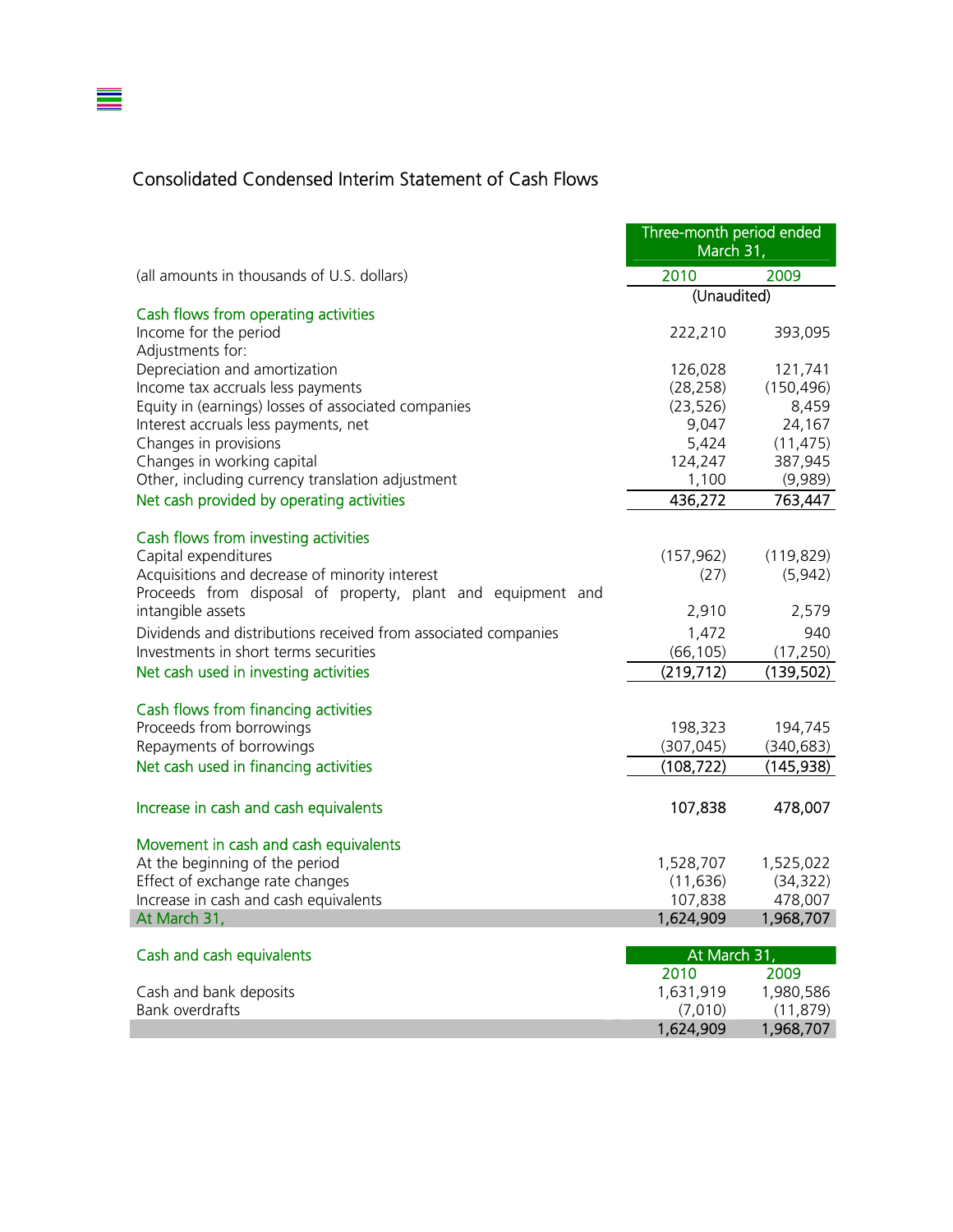## Consolidated Condensed Interim Statement of Cash Flows

| (all amounts in thousands of U.S. dollars) | Three-month period ended March 31, 2010 | 2009 |
|---|---|---|
| | (Unaudited) | |
| **Cash flows from operating activities** | | |
| Income for the period | 222,210 | 393,095 |
| Adjustments for: | | |
| Depreciation and amortization | 126,028 | 121,741 |
| Income tax accruals less payments | (28,258) | (150,496) |
| Equity in (earnings) losses of associated companies | (23,526) | 8,459 |
| Interest accruals less payments, net | 9,047 | 24,167 |
| Changes in provisions | 5,424 | (11,475) |
| Changes in working capital | 124,247 | 387,945 |
| Other, including currency translation adjustment | 1,100 | (9,989) |
| **Net cash provided by operating activities** | 436,272 | 763,447 |
| | | |
| **Cash flows from investing activities** | | |
| Capital expenditures | (157,962) | (119,829) |
| Acquisitions and decrease of minority interest | (27) | (5,942) |
| Proceeds from disposal of property, plant and equipment and intangible assets | 2,910 | 2,579 |
| Dividends and distributions received from associated companies | 1,472 | 940 |
| Investments in short terms securities | (66,105) | (17,250) |
| **Net cash used in investing activities** | (219,712) | (139,502) |
| | | |
| **Cash flows from financing activities** | | |
| Proceeds from borrowings | 198,323 | 194,745 |
| Repayments of borrowings | (307,045) | (340,683) |
| **Net cash used in financing activities** | (108,722) | (145,938) |
| | | |
| **Increase in cash and cash equivalents** | 107,838 | 478,007 |
| | | |
| **Movement in cash and cash equivalents** | | |
| At the beginning of the period | 1,528,707 | 1,525,022 |
| Effect of exchange rate changes | (11,636) | (34,322) |
| Increase in cash and cash equivalents | 107,838 | 478,007 |
| **At March 31,** | **1,624,909** | **1,968,707** |

| Cash and cash equivalents | At March 31, 2010 | 2009 |
|---|---|---|
| Cash and bank deposits | 1,631,919 | 1,980,586 |
| Bank overdrafts | (7,010) | (11,879) |
| | **1,624,909** | **1,968,707** |